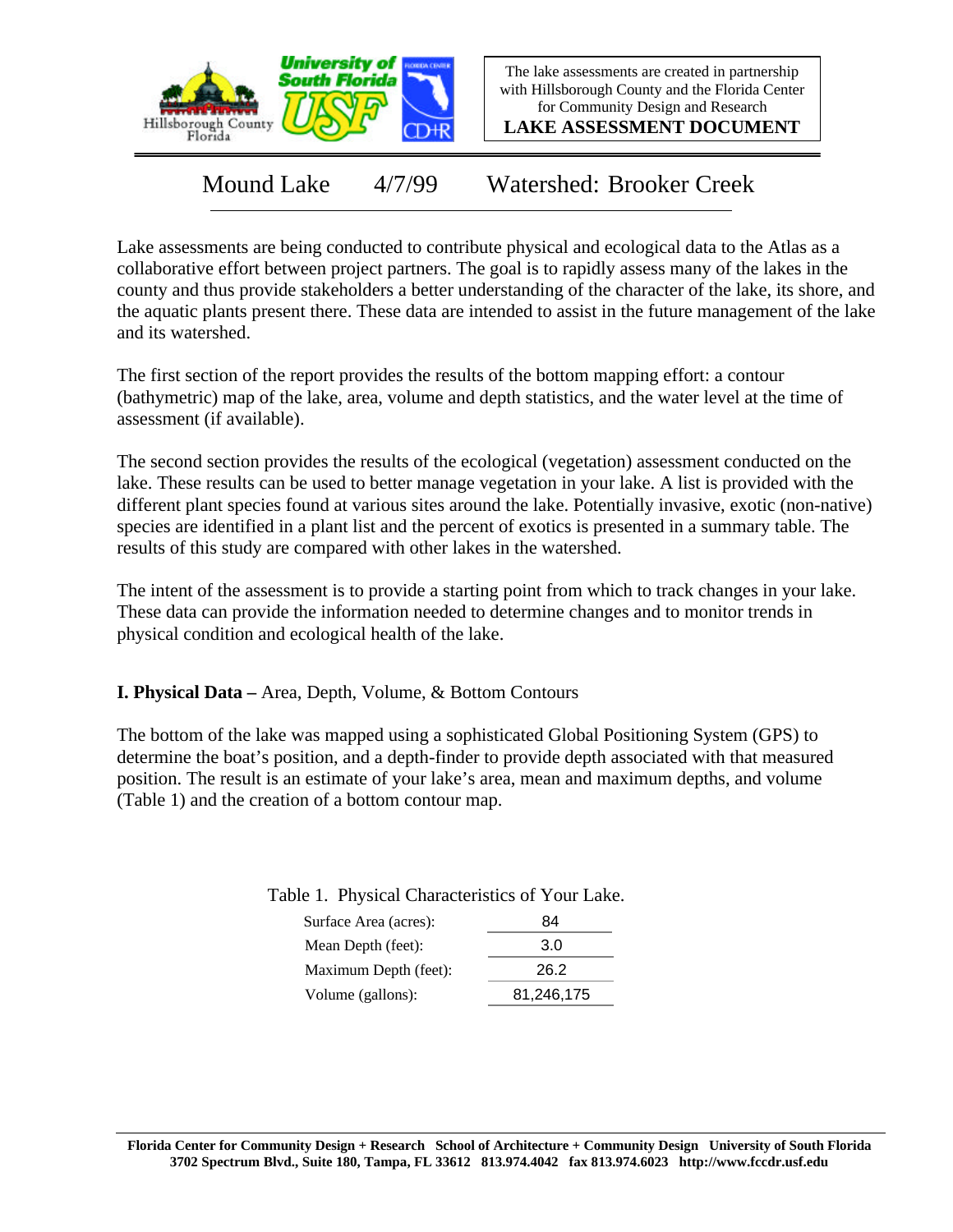The lake assessments are created in partnership with Hillsborough County and the Florida Center for Community Design and Research

**LAKE ASSESSMENT DOCUMENT**

# Mound Lake 4/7/99 Watershed: Brooker Creek

Lake assessments are being conducted to contribute physical and ecological data to the Atlas as a collaborative effort between project partners. The goal is to rapidly assess many of the lakes in the county and thus provide stakeholders a better understanding of the character of the lake, its shore, and the aquatic plants present there. These data are intended to assist in the future management of the lake and its watershed.

The first section of the report provides the results of the bottom mapping effort: a contour (bathymetric) map of the lake, area, volume and depth statistics, and the water level at the time of assessment (if available).

The second section provides the results of the ecological (vegetation) assessment conducted on the lake. These results can be used to better manage vegetation in your lake. A list is provided with the different plant species found at various sites around the lake. Potentially invasive, exotic (non-native) species are identified in a plant list and the percent of exotics is presented in a summary table. The results of this study are compared with other lakes in the watershed.

The intent of the assessment is to provide a starting point from which to track changes in your lake. These data can provide the information needed to determine changes and to monitor trends in physical condition and ecological health of the lake.

## I. Physical Data – Area, Depth, Volume, & Bottom Contours

The bottom of the lake was mapped using a sophisticated Global Positioning System (GPS) to determine the boat's position, and a depth-finder to provide depth associated with that measured position. The result is an estimate of your lake's area, mean and maximum depths, and volume (Table 1) and the creation of a bottom contour map.

Table 1. Physical Characteristics of Your Lake.

| | |
|---|---|
| Surface Area (acres): | 84 |
| Mean Depth (feet): | 3.0 |
| Maximum Depth (feet): | 26.2 |
| Volume (gallons): | 81,246,175 |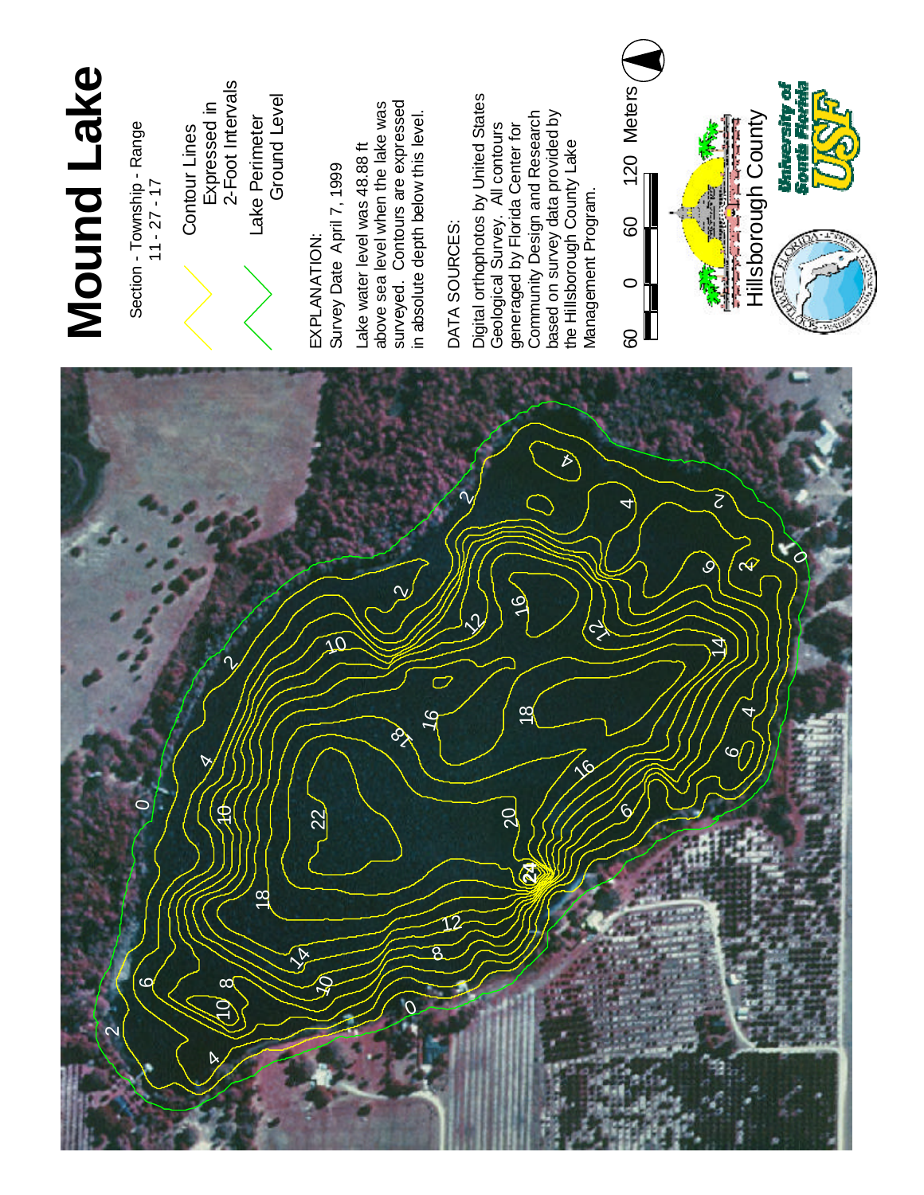# Mound Lake

Section - Township - Range
11 - 27 - 17

Contour Lines Expressed in 2-Foot Intervals

Lake Perimeter Ground Level

EXPLANATION:
Survey Date April 7, 1999

Lake water level was 48.88 ft above sea level when the lake was surveyed. Contours are expressed in absolute depth below this level.

DATA SOURCES:

Digital orthophotos by United States Geological Survey. All contours generaged by Florida Center for Community Design and Research based on survey data provided by the Hillsborough County Lake Management Program.

60 0 60 120 Meters

Hillsborough County

University of South Florida
USF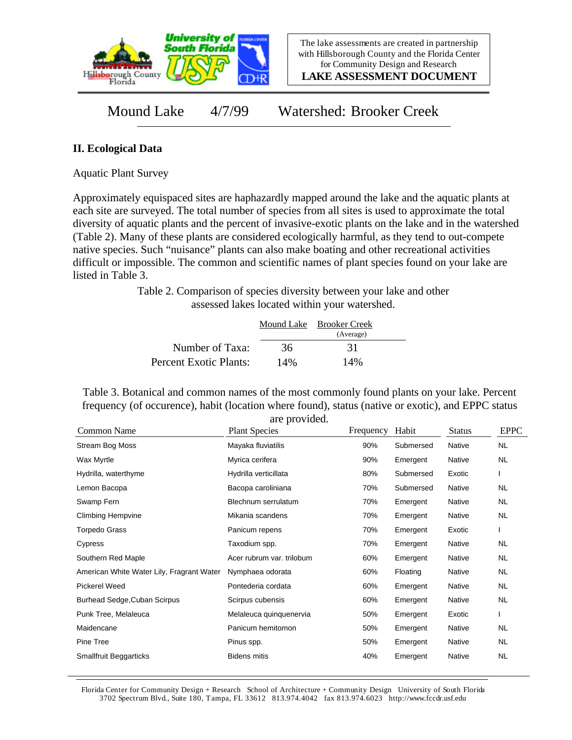The lake assessments are created in partnership with Hillsborough County and the Florida Center for Community Design and Research

**LAKE ASSESSMENT DOCUMENT**

# Mound Lake 4/7/99 Watershed: Brooker Creek

## II. Ecological Data

Aquatic Plant Survey

Approximately equispaced sites are haphazardly mapped around the lake and the aquatic plants at each site are surveyed. The total number of species from all sites is used to approximate the total diversity of aquatic plants and the percent of invasive-exotic plants on the lake and in the watershed (Table 2). Many of these plants are considered ecologically harmful, as they tend to out-compete native species. Such "nuisance" plants can also make boating and other recreational activities difficult or impossible. The common and scientific names of plant species found on your lake are listed in Table 3.

Table 2. Comparison of species diversity between your lake and other assessed lakes located within your watershed.

| | Mound Lake | Brooker Creek (Average) |
|---|---|---|
| Number of Taxa: | 36 | 31 |
| Percent Exotic Plants: | 14% | 14% |

Table 3. Botanical and common names of the most commonly found plants on your lake. Percent frequency (of occurence), habit (location where found), status (native or exotic), and EPPC status are provided.

| Common Name | Plant Species | Frequency | Habit | Status | EPPC |
|---|---|---|---|---|---|
| Stream Bog Moss | Mayaka fluviatilis | 90% | Submersed | Native | NL |
| Wax Myrtle | Myrica cerifera | 90% | Emergent | Native | NL |
| Hydrilla, waterthyme | Hydrilla verticillata | 80% | Submersed | Exotic | I |
| Lemon Bacopa | Bacopa caroliniana | 70% | Submersed | Native | NL |
| Swamp Fern | Blechnum serrulatum | 70% | Emergent | Native | NL |
| Climbing Hempvine | Mikania scandens | 70% | Emergent | Native | NL |
| Torpedo Grass | Panicum repens | 70% | Emergent | Exotic | I |
| Cypress | Taxodium spp. | 70% | Emergent | Native | NL |
| Southern Red Maple | Acer rubrum var. trilobum | 60% | Emergent | Native | NL |
| American White Water Lily, Fragrant Water | Nymphaea odorata | 60% | Floating | Native | NL |
| Pickerel Weed | Pontederia cordata | 60% | Emergent | Native | NL |
| Burhead Sedge,Cuban Scirpus | Scirpus cubensis | 60% | Emergent | Native | NL |
| Punk Tree, Melaleuca | Melaleuca quinquenervia | 50% | Emergent | Exotic | I |
| Maidencane | Panicum hemitomon | 50% | Emergent | Native | NL |
| Pine Tree | Pinus spp. | 50% | Emergent | Native | NL |
| Smallfruit Beggarticks | Bidens mitis | 40% | Emergent | Native | NL |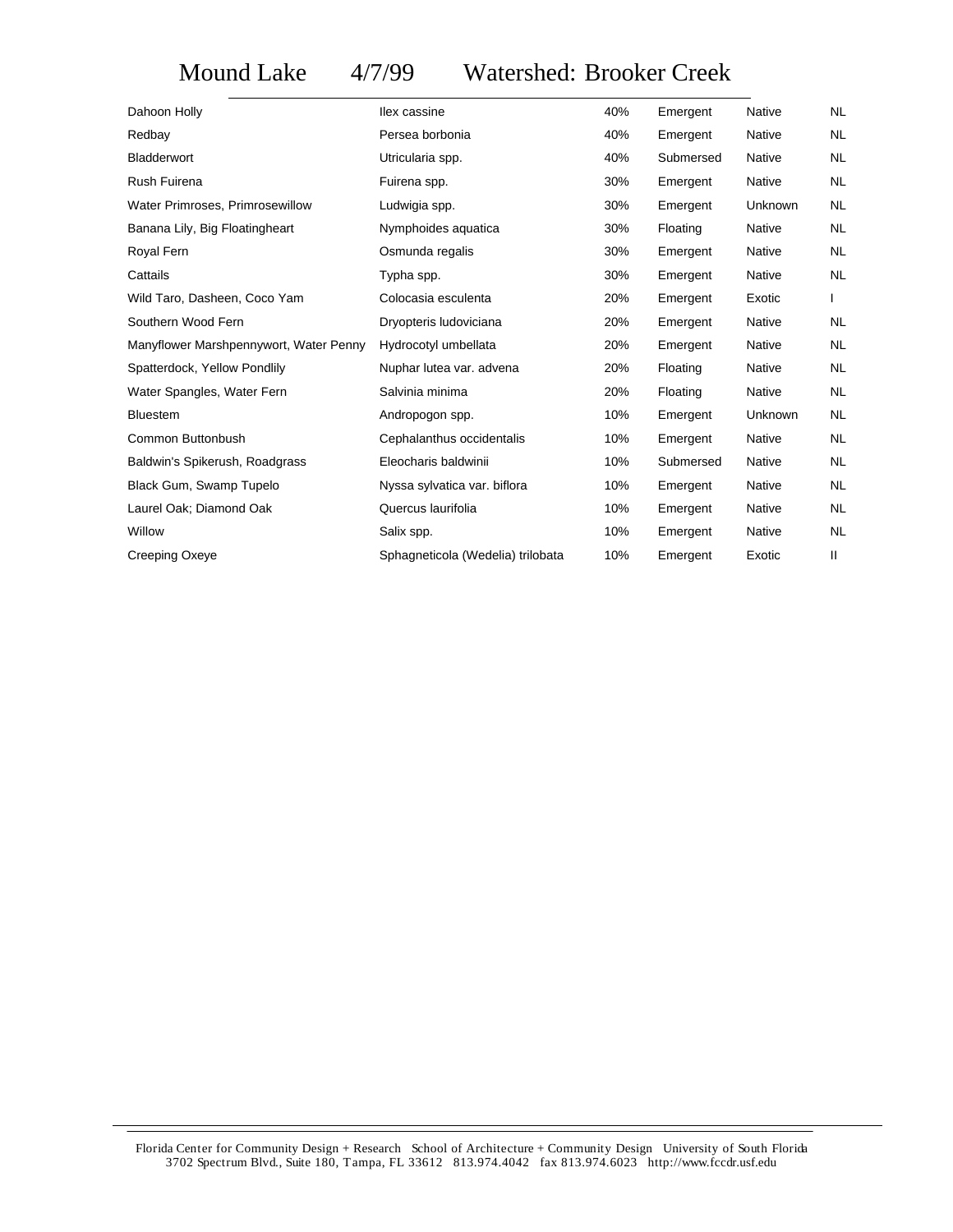# Mound Lake 4/7/99 Watershed: Brooker Creek

| | | | | | |
|---|---|---|---|---|---|
| Dahoon Holly | Ilex cassine | 40% | Emergent | Native | NL |
| Redbay | Persea borbonia | 40% | Emergent | Native | NL |
| Bladderwort | Utricularia spp. | 40% | Submersed | Native | NL |
| Rush Fuirena | Fuirena spp. | 30% | Emergent | Native | NL |
| Water Primroses, Primrosewillow | Ludwigia spp. | 30% | Emergent | Unknown | NL |
| Banana Lily, Big Floatingheart | Nymphoides aquatica | 30% | Floating | Native | NL |
| Royal Fern | Osmunda regalis | 30% | Emergent | Native | NL |
| Cattails | Typha spp. | 30% | Emergent | Native | NL |
| Wild Taro, Dasheen, Coco Yam | Colocasia esculenta | 20% | Emergent | Exotic | I |
| Southern Wood Fern | Dryopteris ludoviciana | 20% | Emergent | Native | NL |
| Manyflower Marshpennywort, Water Penny | Hydrocotyl umbellata | 20% | Emergent | Native | NL |
| Spatterdock, Yellow Pondlily | Nuphar lutea var. advena | 20% | Floating | Native | NL |
| Water Spangles, Water Fern | Salvinia minima | 20% | Floating | Native | NL |
| Bluestem | Andropogon spp. | 10% | Emergent | Unknown | NL |
| Common Buttonbush | Cephalanthus occidentalis | 10% | Emergent | Native | NL |
| Baldwin's Spikerush, Roadgrass | Eleocharis baldwinii | 10% | Submersed | Native | NL |
| Black Gum, Swamp Tupelo | Nyssa sylvatica var. biflora | 10% | Emergent | Native | NL |
| Laurel Oak; Diamond Oak | Quercus laurifolia | 10% | Emergent | Native | NL |
| Willow | Salix spp. | 10% | Emergent | Native | NL |
| Creeping Oxeye | Sphagneticola (Wedelia) trilobata | 10% | Emergent | Exotic | II |

Florida Center for Community Design + Research School of Architecture + Community Design University of South Florida
3702 Spectrum Blvd., Suite 180, Tampa, FL 33612 813.974.4042 fax 813.974.6023 http://www.fccdr.usf.edu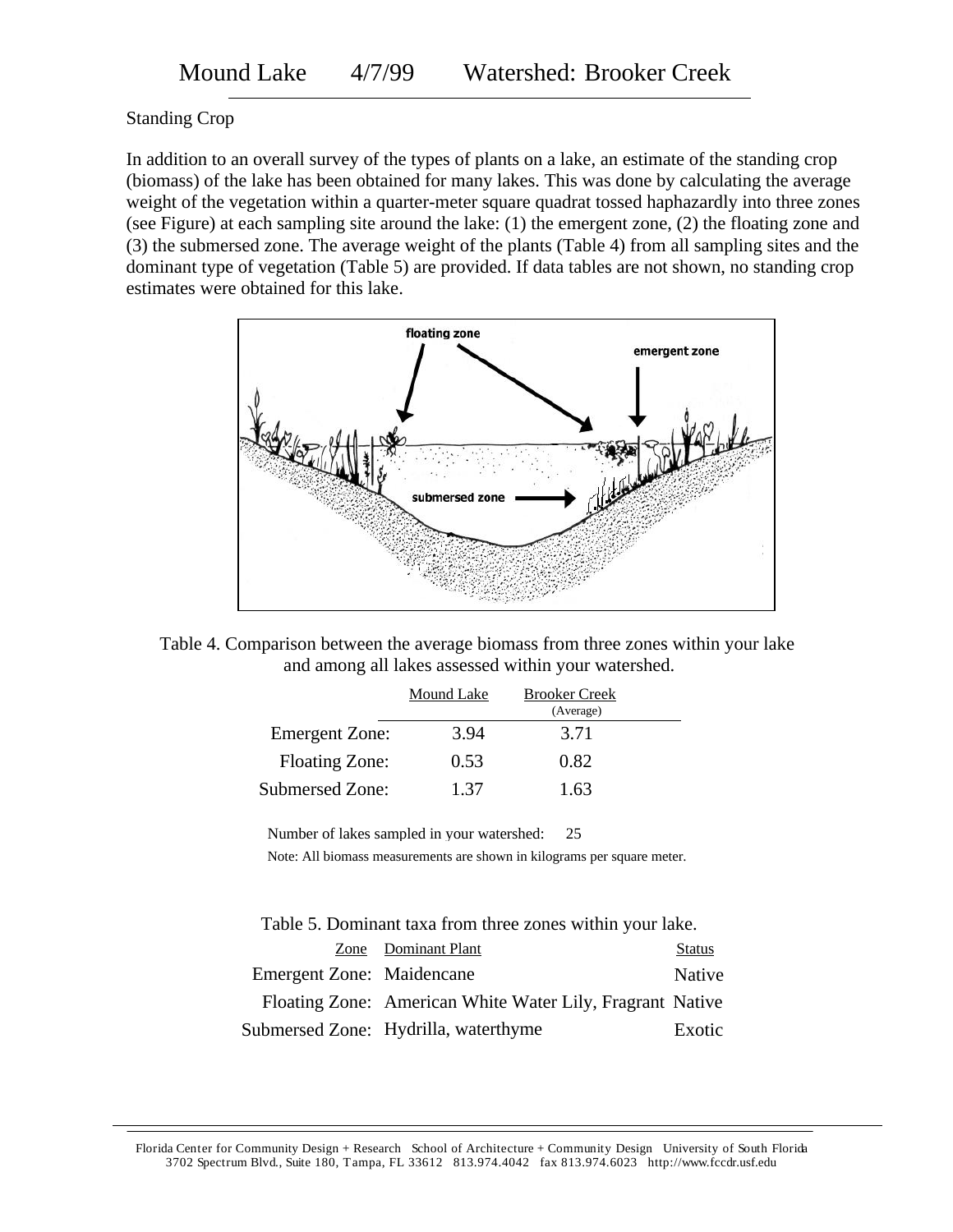# Mound Lake 4/7/99 Watershed: Brooker Creek

Standing Crop

In addition to an overall survey of the types of plants on a lake, an estimate of the standing crop (biomass) of the lake has been obtained for many lakes. This was done by calculating the average weight of the vegetation within a quarter-meter square quadrat tossed haphazardly into three zones (see Figure) at each sampling site around the lake: (1) the emergent zone, (2) the floating zone and (3) the submersed zone. The average weight of the plants (Table 4) from all sampling sites and the dominant type of vegetation (Table 5) are provided. If data tables are not shown, no standing crop estimates were obtained for this lake.

floating zone

emergent zone

submersed zone

Table 4. Comparison between the average biomass from three zones within your lake and among all lakes assessed within your watershed.

| | Mound Lake | Brooker Creek (Average) |
|---|---|---|
| Emergent Zone: | 3.94 | 3.71 |
| Floating Zone: | 0.53 | 0.82 |
| Submersed Zone: | 1.37 | 1.63 |

Number of lakes sampled in your watershed: 25

Note: All biomass measurements are shown in kilograms per square meter.

Table 5. Dominant taxa from three zones within your lake.

| Zone | Dominant Plant | Status |
|---|---|---|
| Emergent Zone: | Maidencane | Native |
| Floating Zone: | American White Water Lily, Fragrant | Native |
| Submersed Zone: | Hydrilla, waterthyme | Exotic |